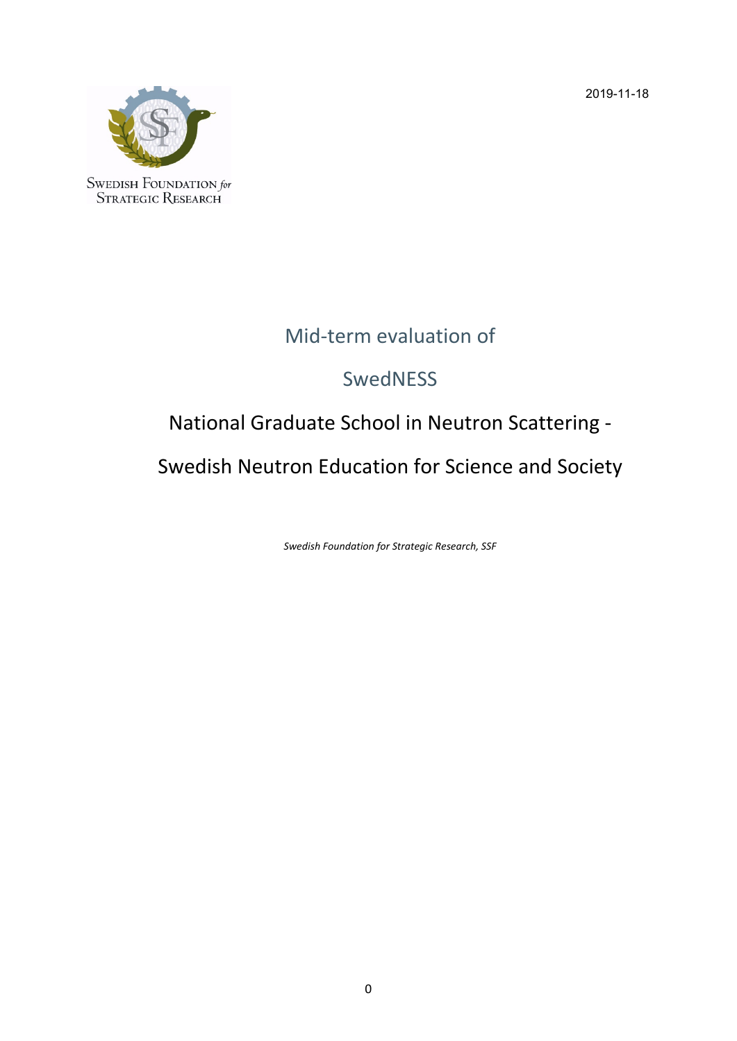2019-11-18

SWEDISH FOUNDATION for STRATEGIC RESEARCH

# Mid-term evaluation of

# SwedNESS

## National Graduate School in Neutron Scattering -

## Swedish Neutron Education for Science and Society

*Swedish Foundation for Strategic Research, SSF*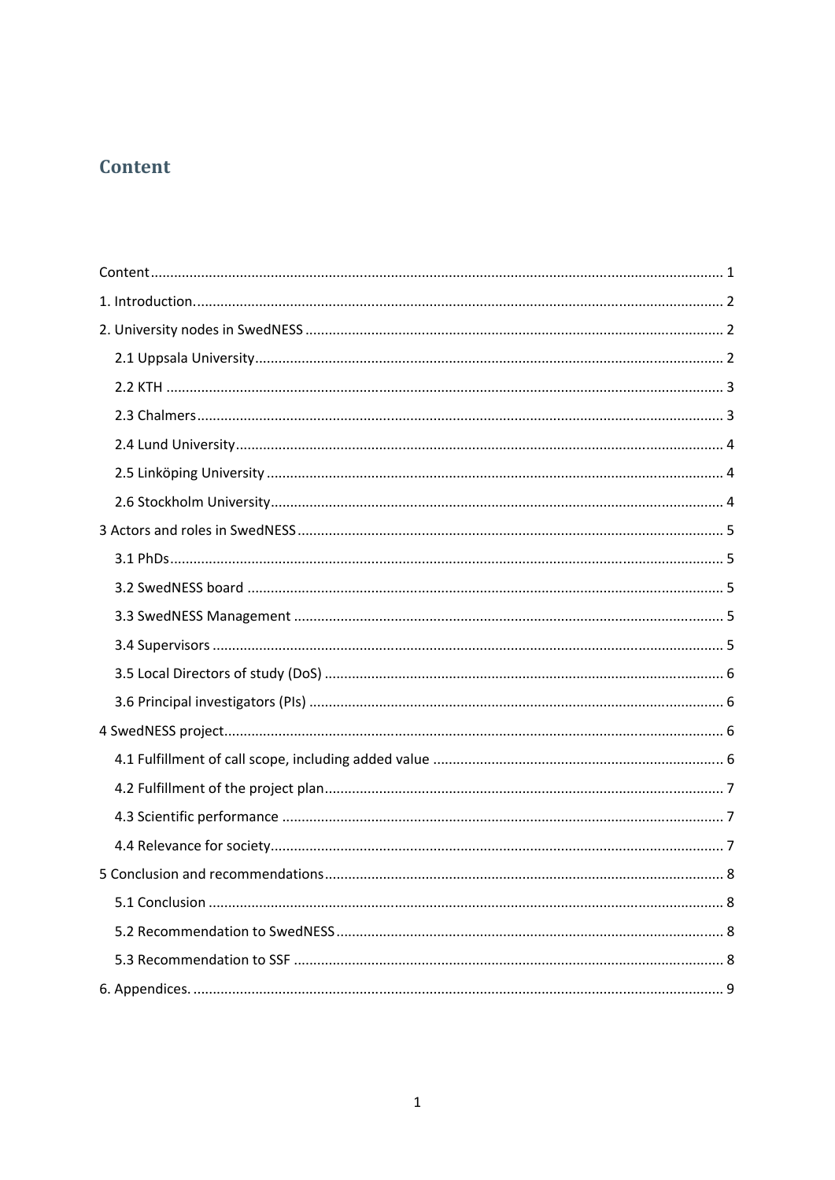# Content

Content ........................................................................................................................................... 1

1. Introduction. ............................................................................................................................... 2

2. University nodes in SwedNESS .................................................................................................. 2

   2.1 Uppsala University ................................................................................................................ 2

   2.2 KTH ....................................................................................................................................... 3

   2.3 Chalmers ............................................................................................................................... 3

   2.4 Lund University ..................................................................................................................... 4

   2.5 Linköping University ............................................................................................................. 4

   2.6 Stockholm University ............................................................................................................ 4

3 Actors and roles in SwedNESS ..................................................................................................... 5

   3.1 PhDs ...................................................................................................................................... 5

   3.2 SwedNESS board .................................................................................................................. 5

   3.3 SwedNESS Management ...................................................................................................... 5

   3.4 Supervisors ........................................................................................................................... 5

   3.5 Local Directors of study (DoS) .............................................................................................. 6

   3.6 Principal investigators (PIs) .................................................................................................. 6

4 SwedNESS project ........................................................................................................................ 6

   4.1 Fulfillment of call scope, including added value .................................................................. 6

   4.2 Fulfillment of the project plan .............................................................................................. 7

   4.3 Scientific performance ......................................................................................................... 7

   4.4 Relevance for society ............................................................................................................ 7

5 Conclusion and recommendations .............................................................................................. 8

   5.1 Conclusion ........................................................................................................................... 8

   5.2 Recommendation to SwedNESS ........................................................................................... 8

   5.3 Recommendation to SSF ...................................................................................................... 8

6. Appendices. ................................................................................................................................ 9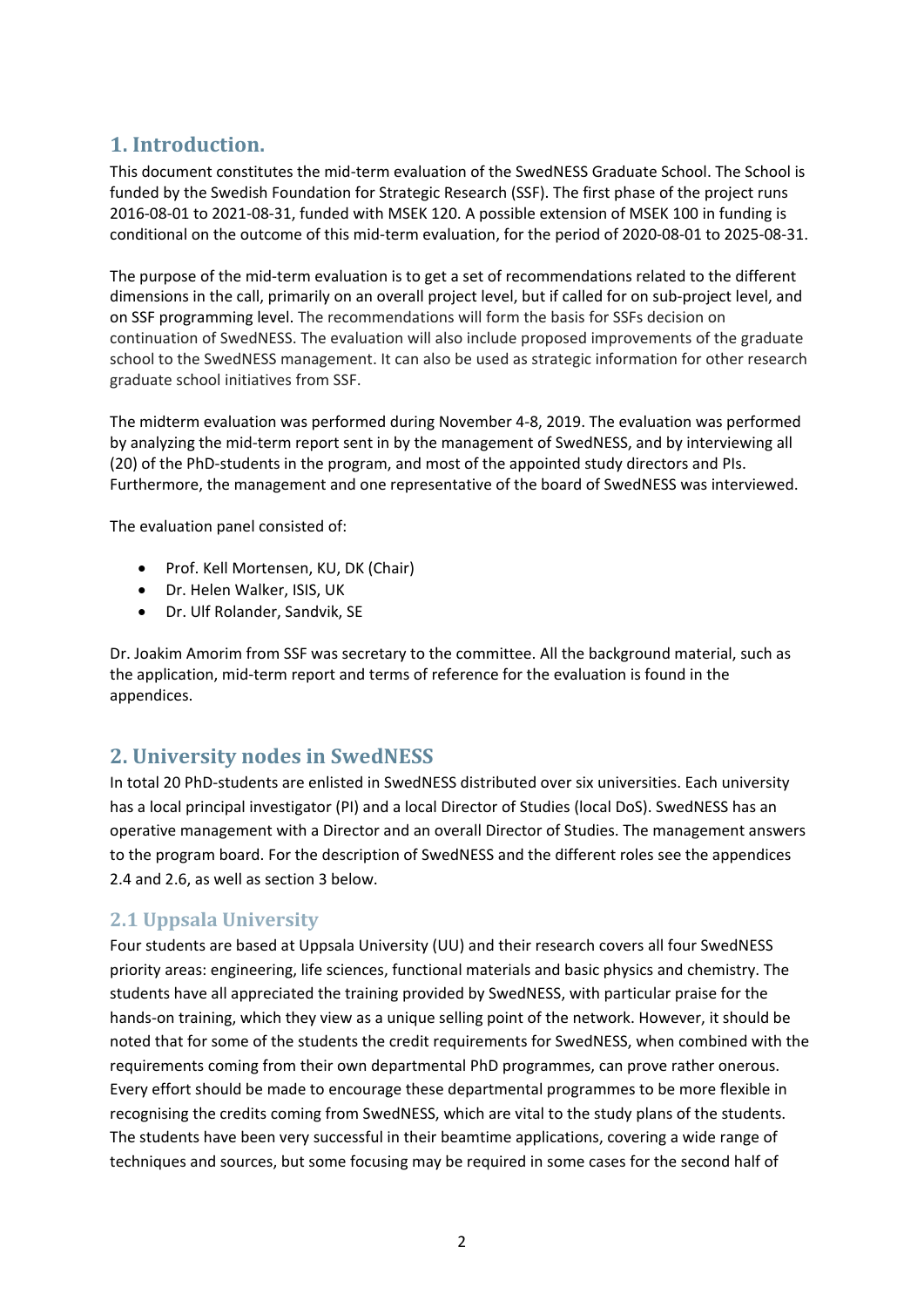# 1. Introduction.

This document constitutes the mid-term evaluation of the SwedNESS Graduate School. The School is funded by the Swedish Foundation for Strategic Research (SSF). The first phase of the project runs 2016-08-01 to 2021-08-31, funded with MSEK 120. A possible extension of MSEK 100 in funding is conditional on the outcome of this mid-term evaluation, for the period of 2020-08-01 to 2025-08-31.

The purpose of the mid-term evaluation is to get a set of recommendations related to the different dimensions in the call, primarily on an overall project level, but if called for on sub-project level, and on SSF programming level. The recommendations will form the basis for SSFs decision on continuation of SwedNESS. The evaluation will also include proposed improvements of the graduate school to the SwedNESS management. It can also be used as strategic information for other research graduate school initiatives from SSF.

The midterm evaluation was performed during November 4-8, 2019. The evaluation was performed by analyzing the mid-term report sent in by the management of SwedNESS, and by interviewing all (20) of the PhD-students in the program, and most of the appointed study directors and PIs. Furthermore, the management and one representative of the board of SwedNESS was interviewed.

The evaluation panel consisted of:

- Prof. Kell Mortensen, KU, DK (Chair)
- Dr. Helen Walker, ISIS, UK
- Dr. Ulf Rolander, Sandvik, SE

Dr. Joakim Amorim from SSF was secretary to the committee. All the background material, such as the application, mid-term report and terms of reference for the evaluation is found in the appendices.

# 2. University nodes in SwedNESS

In total 20 PhD-students are enlisted in SwedNESS distributed over six universities. Each university has a local principal investigator (PI) and a local Director of Studies (local DoS). SwedNESS has an operative management with a Director and an overall Director of Studies. The management answers to the program board. For the description of SwedNESS and the different roles see the appendices 2.4 and 2.6, as well as section 3 below.

## 2.1 Uppsala University

Four students are based at Uppsala University (UU) and their research covers all four SwedNESS priority areas: engineering, life sciences, functional materials and basic physics and chemistry. The students have all appreciated the training provided by SwedNESS, with particular praise for the hands-on training, which they view as a unique selling point of the network. However, it should be noted that for some of the students the credit requirements for SwedNESS, when combined with the requirements coming from their own departmental PhD programmes, can prove rather onerous. Every effort should be made to encourage these departmental programmes to be more flexible in recognising the credits coming from SwedNESS, which are vital to the study plans of the students. The students have been very successful in their beamtime applications, covering a wide range of techniques and sources, but some focusing may be required in some cases for the second half of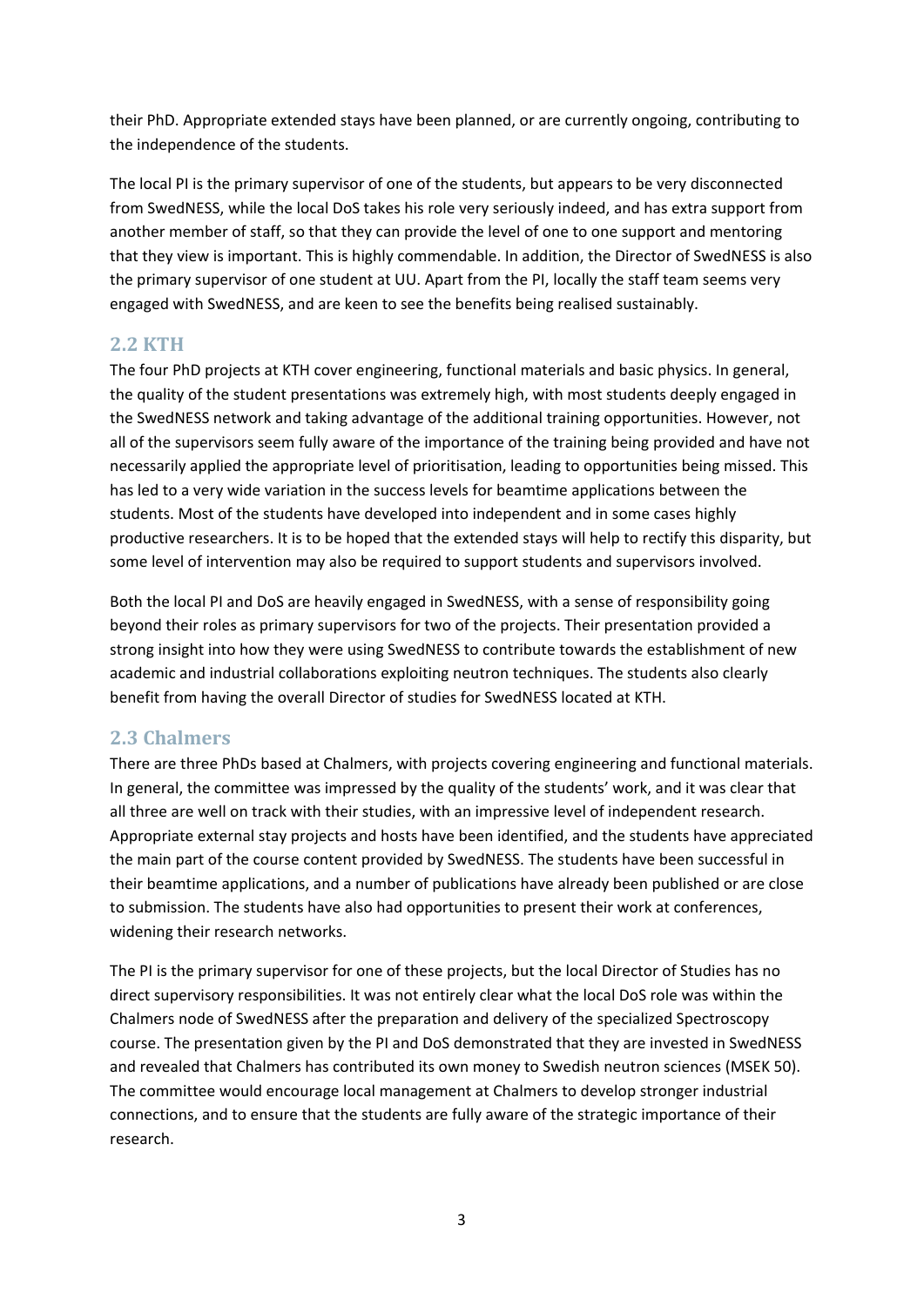their PhD. Appropriate extended stays have been planned, or are currently ongoing, contributing to the independence of the students.

The local PI is the primary supervisor of one of the students, but appears to be very disconnected from SwedNESS, while the local DoS takes his role very seriously indeed, and has extra support from another member of staff, so that they can provide the level of one to one support and mentoring that they view is important. This is highly commendable. In addition, the Director of SwedNESS is also the primary supervisor of one student at UU. Apart from the PI, locally the staff team seems very engaged with SwedNESS, and are keen to see the benefits being realised sustainably.

## 2.2 KTH

The four PhD projects at KTH cover engineering, functional materials and basic physics. In general, the quality of the student presentations was extremely high, with most students deeply engaged in the SwedNESS network and taking advantage of the additional training opportunities. However, not all of the supervisors seem fully aware of the importance of the training being provided and have not necessarily applied the appropriate level of prioritisation, leading to opportunities being missed. This has led to a very wide variation in the success levels for beamtime applications between the students. Most of the students have developed into independent and in some cases highly productive researchers. It is to be hoped that the extended stays will help to rectify this disparity, but some level of intervention may also be required to support students and supervisors involved.

Both the local PI and DoS are heavily engaged in SwedNESS, with a sense of responsibility going beyond their roles as primary supervisors for two of the projects. Their presentation provided a strong insight into how they were using SwedNESS to contribute towards the establishment of new academic and industrial collaborations exploiting neutron techniques. The students also clearly benefit from having the overall Director of studies for SwedNESS located at KTH.

## 2.3 Chalmers

There are three PhDs based at Chalmers, with projects covering engineering and functional materials. In general, the committee was impressed by the quality of the students' work, and it was clear that all three are well on track with their studies, with an impressive level of independent research. Appropriate external stay projects and hosts have been identified, and the students have appreciated the main part of the course content provided by SwedNESS. The students have been successful in their beamtime applications, and a number of publications have already been published or are close to submission. The students have also had opportunities to present their work at conferences, widening their research networks.

The PI is the primary supervisor for one of these projects, but the local Director of Studies has no direct supervisory responsibilities. It was not entirely clear what the local DoS role was within the Chalmers node of SwedNESS after the preparation and delivery of the specialized Spectroscopy course. The presentation given by the PI and DoS demonstrated that they are invested in SwedNESS and revealed that Chalmers has contributed its own money to Swedish neutron sciences (MSEK 50). The committee would encourage local management at Chalmers to develop stronger industrial connections, and to ensure that the students are fully aware of the strategic importance of their research.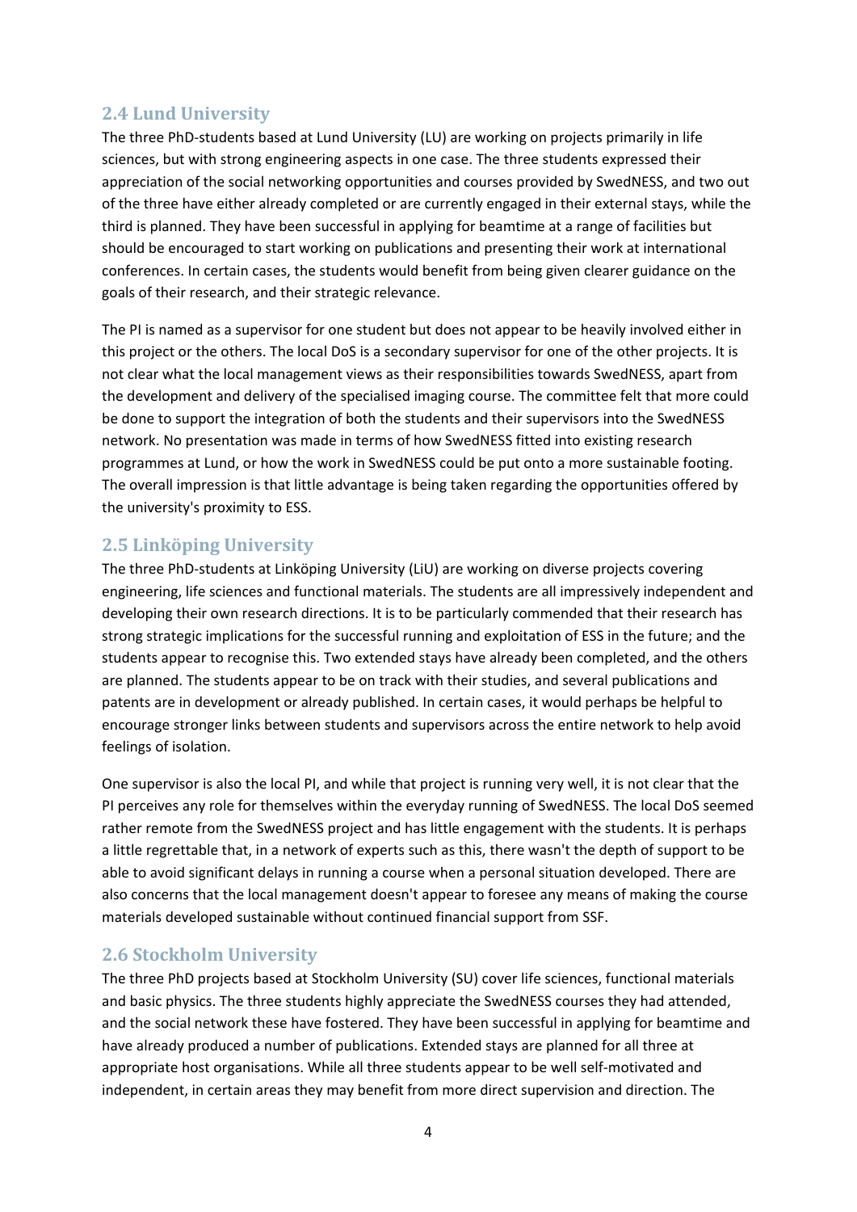## 2.4 Lund University

The three PhD-students based at Lund University (LU) are working on projects primarily in life sciences, but with strong engineering aspects in one case. The three students expressed their appreciation of the social networking opportunities and courses provided by SwedNESS, and two out of the three have either already completed or are currently engaged in their external stays, while the third is planned. They have been successful in applying for beamtime at a range of facilities but should be encouraged to start working on publications and presenting their work at international conferences. In certain cases, the students would benefit from being given clearer guidance on the goals of their research, and their strategic relevance.

The PI is named as a supervisor for one student but does not appear to be heavily involved either in this project or the others. The local DoS is a secondary supervisor for one of the other projects. It is not clear what the local management views as their responsibilities towards SwedNESS, apart from the development and delivery of the specialised imaging course. The committee felt that more could be done to support the integration of both the students and their supervisors into the SwedNESS network. No presentation was made in terms of how SwedNESS fitted into existing research programmes at Lund, or how the work in SwedNESS could be put onto a more sustainable footing. The overall impression is that little advantage is being taken regarding the opportunities offered by the university's proximity to ESS.

## 2.5 Linköping University

The three PhD-students at Linköping University (LiU) are working on diverse projects covering engineering, life sciences and functional materials. The students are all impressively independent and developing their own research directions. It is to be particularly commended that their research has strong strategic implications for the successful running and exploitation of ESS in the future; and the students appear to recognise this. Two extended stays have already been completed, and the others are planned. The students appear to be on track with their studies, and several publications and patents are in development or already published. In certain cases, it would perhaps be helpful to encourage stronger links between students and supervisors across the entire network to help avoid feelings of isolation.

One supervisor is also the local PI, and while that project is running very well, it is not clear that the PI perceives any role for themselves within the everyday running of SwedNESS. The local DoS seemed rather remote from the SwedNESS project and has little engagement with the students. It is perhaps a little regrettable that, in a network of experts such as this, there wasn't the depth of support to be able to avoid significant delays in running a course when a personal situation developed. There are also concerns that the local management doesn't appear to foresee any means of making the course materials developed sustainable without continued financial support from SSF.

## 2.6 Stockholm University

The three PhD projects based at Stockholm University (SU) cover life sciences, functional materials and basic physics. The three students highly appreciate the SwedNESS courses they had attended, and the social network these have fostered. They have been successful in applying for beamtime and have already produced a number of publications. Extended stays are planned for all three at appropriate host organisations. While all three students appear to be well self-motivated and independent, in certain areas they may benefit from more direct supervision and direction. The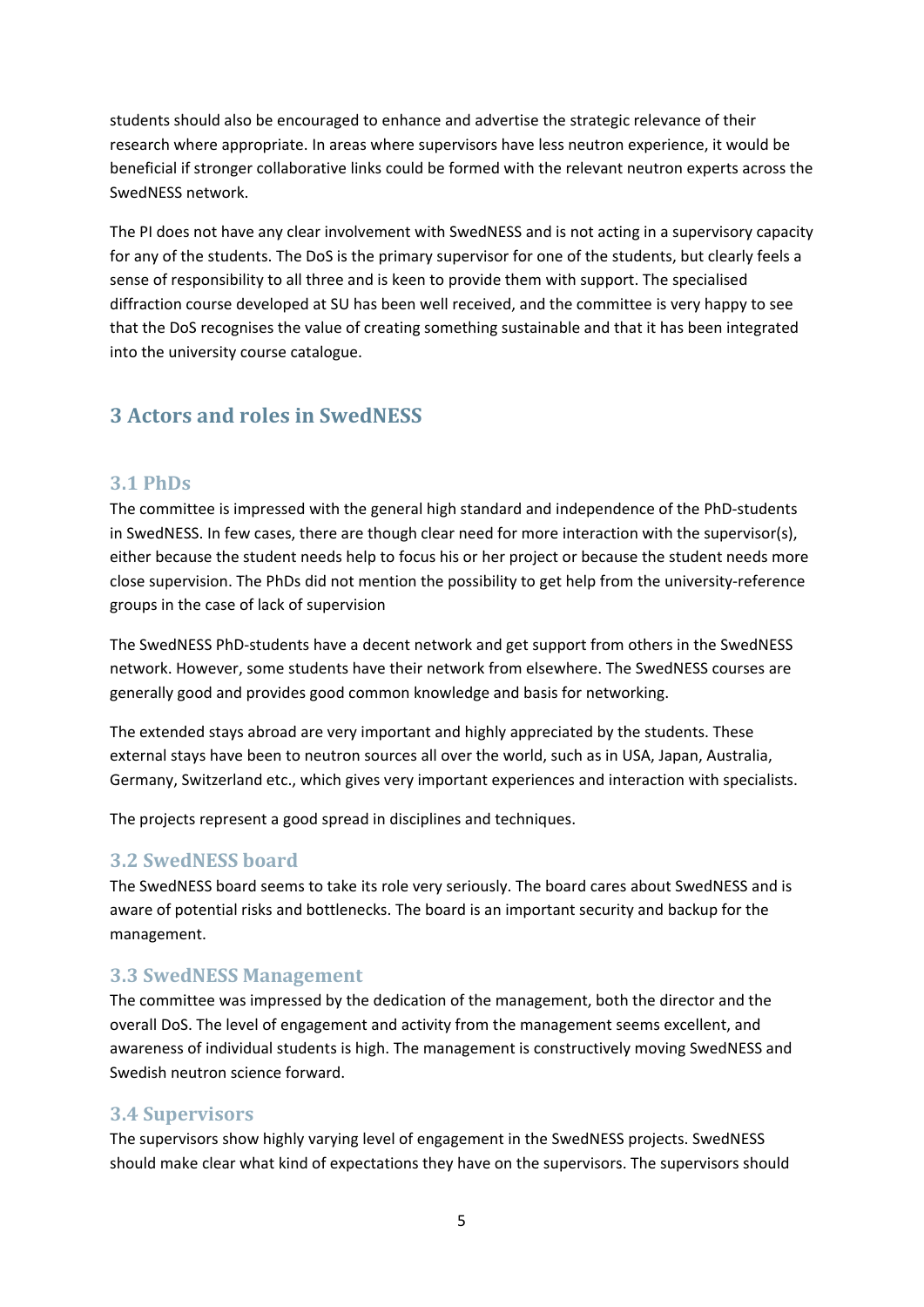students should also be encouraged to enhance and advertise the strategic relevance of their research where appropriate. In areas where supervisors have less neutron experience, it would be beneficial if stronger collaborative links could be formed with the relevant neutron experts across the SwedNESS network.

The PI does not have any clear involvement with SwedNESS and is not acting in a supervisory capacity for any of the students. The DoS is the primary supervisor for one of the students, but clearly feels a sense of responsibility to all three and is keen to provide them with support. The specialised diffraction course developed at SU has been well received, and the committee is very happy to see that the DoS recognises the value of creating something sustainable and that it has been integrated into the university course catalogue.

## 3 Actors and roles in SwedNESS

### 3.1 PhDs

The committee is impressed with the general high standard and independence of the PhD-students in SwedNESS. In few cases, there are though clear need for more interaction with the supervisor(s), either because the student needs help to focus his or her project or because the student needs more close supervision. The PhDs did not mention the possibility to get help from the university-reference groups in the case of lack of supervision

The SwedNESS PhD-students have a decent network and get support from others in the SwedNESS network. However, some students have their network from elsewhere. The SwedNESS courses are generally good and provides good common knowledge and basis for networking.

The extended stays abroad are very important and highly appreciated by the students. These external stays have been to neutron sources all over the world, such as in USA, Japan, Australia, Germany, Switzerland etc., which gives very important experiences and interaction with specialists.

The projects represent a good spread in disciplines and techniques.

### 3.2 SwedNESS board

The SwedNESS board seems to take its role very seriously. The board cares about SwedNESS and is aware of potential risks and bottlenecks. The board is an important security and backup for the management.

### 3.3 SwedNESS Management

The committee was impressed by the dedication of the management, both the director and the overall DoS. The level of engagement and activity from the management seems excellent, and awareness of individual students is high. The management is constructively moving SwedNESS and Swedish neutron science forward.

### 3.4 Supervisors

The supervisors show highly varying level of engagement in the SwedNESS projects. SwedNESS should make clear what kind of expectations they have on the supervisors. The supervisors should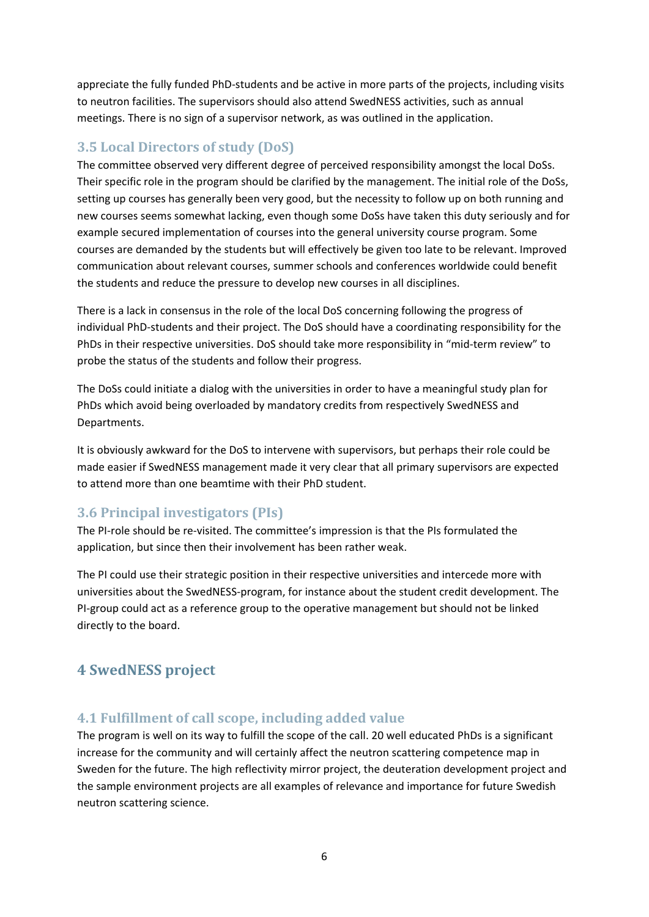appreciate the fully funded PhD-students and be active in more parts of the projects, including visits to neutron facilities. The supervisors should also attend SwedNESS activities, such as annual meetings. There is no sign of a supervisor network, as was outlined in the application.

### 3.5 Local Directors of study (DoS)

The committee observed very different degree of perceived responsibility amongst the local DoSs. Their specific role in the program should be clarified by the management. The initial role of the DoSs, setting up courses has generally been very good, but the necessity to follow up on both running and new courses seems somewhat lacking, even though some DoSs have taken this duty seriously and for example secured implementation of courses into the general university course program. Some courses are demanded by the students but will effectively be given too late to be relevant. Improved communication about relevant courses, summer schools and conferences worldwide could benefit the students and reduce the pressure to develop new courses in all disciplines.

There is a lack in consensus in the role of the local DoS concerning following the progress of individual PhD-students and their project. The DoS should have a coordinating responsibility for the PhDs in their respective universities. DoS should take more responsibility in "mid-term review" to probe the status of the students and follow their progress.

The DoSs could initiate a dialog with the universities in order to have a meaningful study plan for PhDs which avoid being overloaded by mandatory credits from respectively SwedNESS and Departments.

It is obviously awkward for the DoS to intervene with supervisors, but perhaps their role could be made easier if SwedNESS management made it very clear that all primary supervisors are expected to attend more than one beamtime with their PhD student.

### 3.6 Principal investigators (PIs)

The PI-role should be re-visited. The committee's impression is that the PIs formulated the application, but since then their involvement has been rather weak.

The PI could use their strategic position in their respective universities and intercede more with universities about the SwedNESS-program, for instance about the student credit development. The PI-group could act as a reference group to the operative management but should not be linked directly to the board.

## 4 SwedNESS project

### 4.1 Fulfillment of call scope, including added value

The program is well on its way to fulfill the scope of the call. 20 well educated PhDs is a significant increase for the community and will certainly affect the neutron scattering competence map in Sweden for the future. The high reflectivity mirror project, the deuteration development project and the sample environment projects are all examples of relevance and importance for future Swedish neutron scattering science.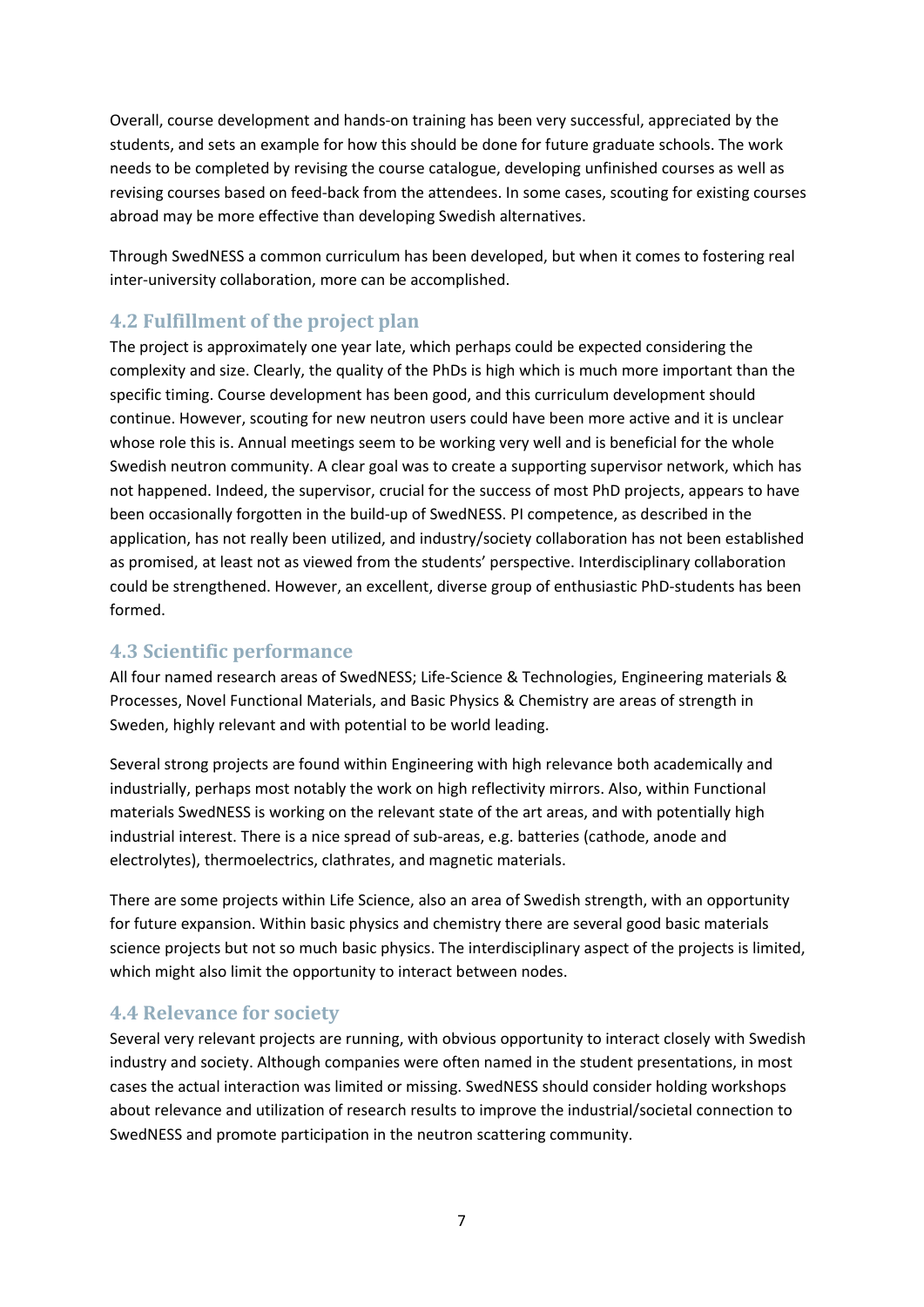Overall, course development and hands-on training has been very successful, appreciated by the students, and sets an example for how this should be done for future graduate schools. The work needs to be completed by revising the course catalogue, developing unfinished courses as well as revising courses based on feed-back from the attendees. In some cases, scouting for existing courses abroad may be more effective than developing Swedish alternatives.

Through SwedNESS a common curriculum has been developed, but when it comes to fostering real inter-university collaboration, more can be accomplished.

## 4.2 Fulfillment of the project plan

The project is approximately one year late, which perhaps could be expected considering the complexity and size. Clearly, the quality of the PhDs is high which is much more important than the specific timing. Course development has been good, and this curriculum development should continue. However, scouting for new neutron users could have been more active and it is unclear whose role this is. Annual meetings seem to be working very well and is beneficial for the whole Swedish neutron community. A clear goal was to create a supporting supervisor network, which has not happened. Indeed, the supervisor, crucial for the success of most PhD projects, appears to have been occasionally forgotten in the build-up of SwedNESS. PI competence, as described in the application, has not really been utilized, and industry/society collaboration has not been established as promised, at least not as viewed from the students' perspective. Interdisciplinary collaboration could be strengthened. However, an excellent, diverse group of enthusiastic PhD-students has been formed.

## 4.3 Scientific performance

All four named research areas of SwedNESS; Life-Science & Technologies, Engineering materials & Processes, Novel Functional Materials, and Basic Physics & Chemistry are areas of strength in Sweden, highly relevant and with potential to be world leading.

Several strong projects are found within Engineering with high relevance both academically and industrially, perhaps most notably the work on high reflectivity mirrors. Also, within Functional materials SwedNESS is working on the relevant state of the art areas, and with potentially high industrial interest. There is a nice spread of sub-areas, e.g. batteries (cathode, anode and electrolytes), thermoelectrics, clathrates, and magnetic materials.

There are some projects within Life Science, also an area of Swedish strength, with an opportunity for future expansion. Within basic physics and chemistry there are several good basic materials science projects but not so much basic physics. The interdisciplinary aspect of the projects is limited, which might also limit the opportunity to interact between nodes.

## 4.4 Relevance for society

Several very relevant projects are running, with obvious opportunity to interact closely with Swedish industry and society. Although companies were often named in the student presentations, in most cases the actual interaction was limited or missing. SwedNESS should consider holding workshops about relevance and utilization of research results to improve the industrial/societal connection to SwedNESS and promote participation in the neutron scattering community.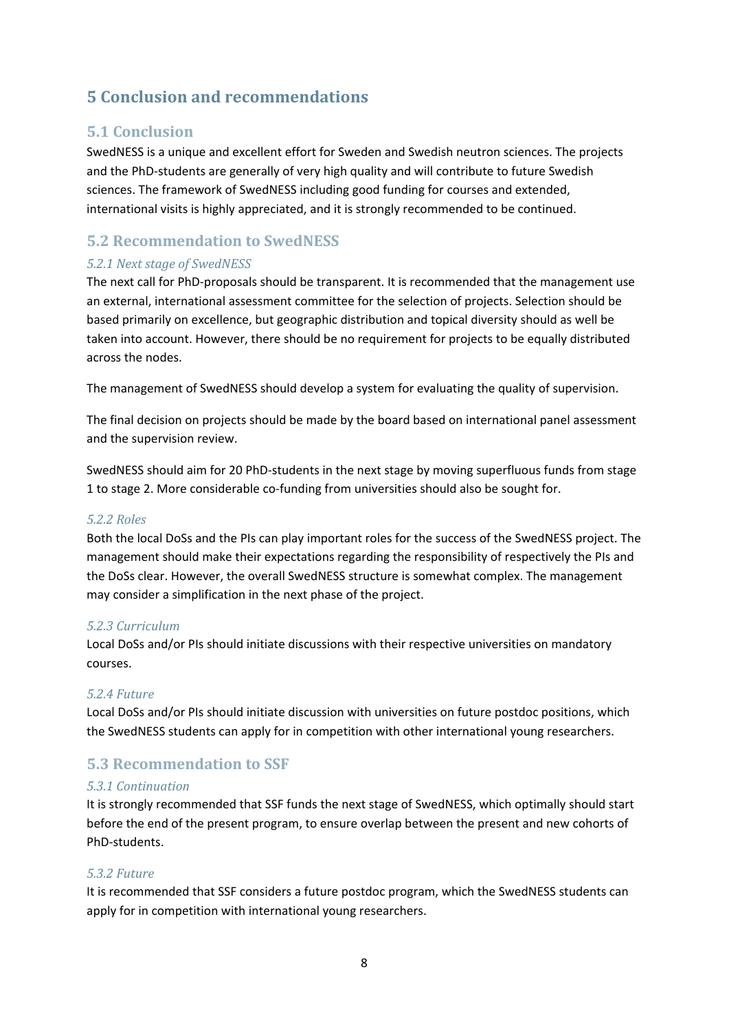# 5 Conclusion and recommendations

## 5.1 Conclusion

SwedNESS is a unique and excellent effort for Sweden and Swedish neutron sciences. The projects and the PhD-students are generally of very high quality and will contribute to future Swedish sciences. The framework of SwedNESS including good funding for courses and extended, international visits is highly appreciated, and it is strongly recommended to be continued.

## 5.2 Recommendation to SwedNESS

### *5.2.1 Next stage of SwedNESS*

The next call for PhD-proposals should be transparent. It is recommended that the management use an external, international assessment committee for the selection of projects. Selection should be based primarily on excellence, but geographic distribution and topical diversity should as well be taken into account. However, there should be no requirement for projects to be equally distributed across the nodes.

The management of SwedNESS should develop a system for evaluating the quality of supervision.

The final decision on projects should be made by the board based on international panel assessment and the supervision review.

SwedNESS should aim for 20 PhD-students in the next stage by moving superfluous funds from stage 1 to stage 2. More considerable co-funding from universities should also be sought for.

### *5.2.2 Roles*

Both the local DoSs and the PIs can play important roles for the success of the SwedNESS project. The management should make their expectations regarding the responsibility of respectively the PIs and the DoSs clear. However, the overall SwedNESS structure is somewhat complex. The management may consider a simplification in the next phase of the project.

### *5.2.3 Curriculum*

Local DoSs and/or PIs should initiate discussions with their respective universities on mandatory courses.

### *5.2.4 Future*

Local DoSs and/or PIs should initiate discussion with universities on future postdoc positions, which the SwedNESS students can apply for in competition with other international young researchers.

## 5.3 Recommendation to SSF

### *5.3.1 Continuation*

It is strongly recommended that SSF funds the next stage of SwedNESS, which optimally should start before the end of the present program, to ensure overlap between the present and new cohorts of PhD-students.

### *5.3.2 Future*

It is recommended that SSF considers a future postdoc program, which the SwedNESS students can apply for in competition with international young researchers.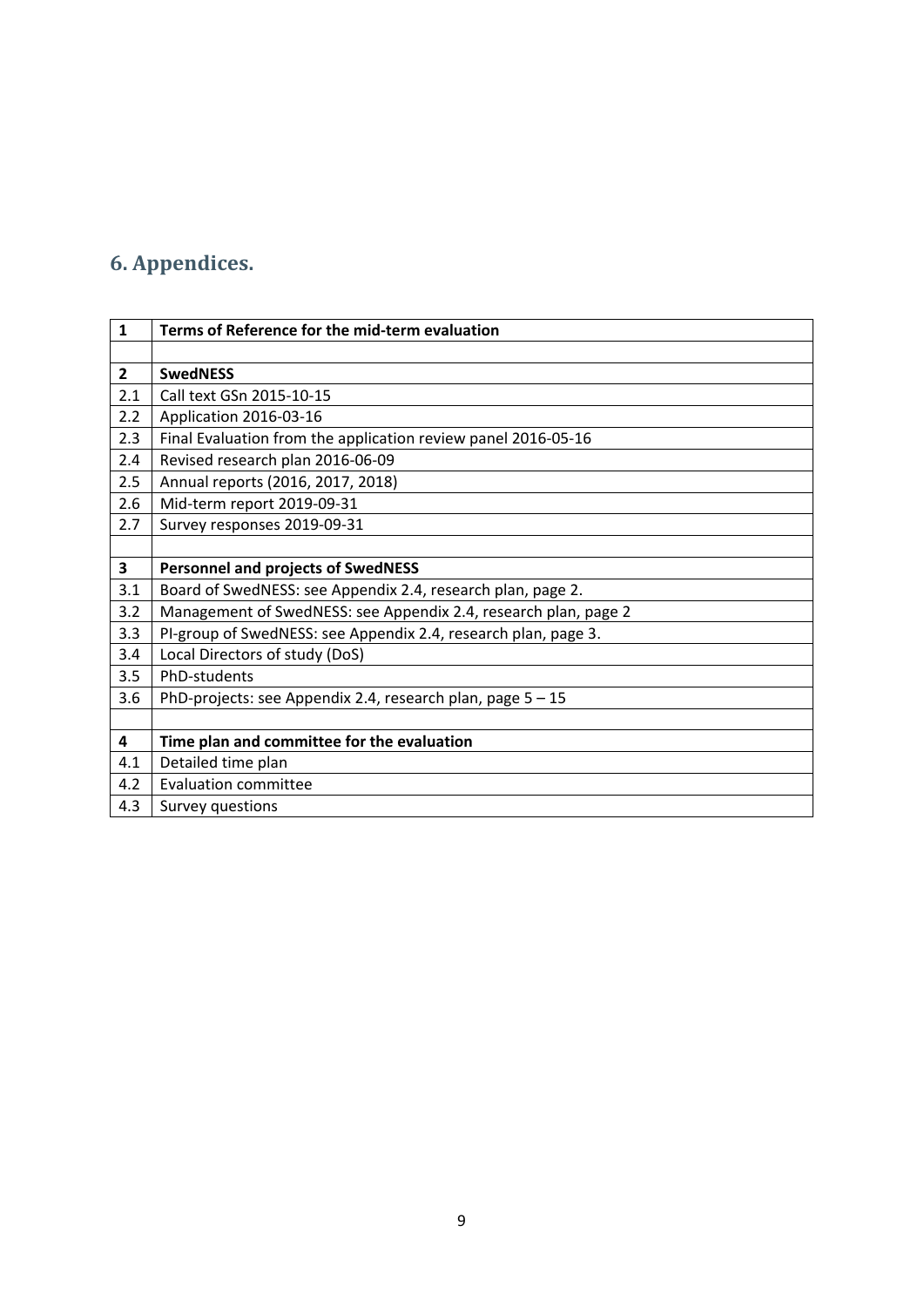## 6. Appendices.

| | |
|---|---|
| **1** | **Terms of Reference for the mid-term evaluation** |
| | |
| **2** | **SwedNESS** |
| 2.1 | Call text GSn 2015-10-15 |
| 2.2 | Application 2016-03-16 |
| 2.3 | Final Evaluation from the application review panel 2016-05-16 |
| 2.4 | Revised research plan 2016-06-09 |
| 2.5 | Annual reports (2016, 2017, 2018) |
| 2.6 | Mid-term report 2019-09-31 |
| 2.7 | Survey responses 2019-09-31 |
| | |
| **3** | **Personnel and projects of SwedNESS** |
| 3.1 | Board of SwedNESS: see Appendix 2.4, research plan, page 2. |
| 3.2 | Management of SwedNESS: see Appendix 2.4, research plan, page 2 |
| 3.3 | PI-group of SwedNESS: see Appendix 2.4, research plan, page 3. |
| 3.4 | Local Directors of study (DoS) |
| 3.5 | PhD-students |
| 3.6 | PhD-projects: see Appendix 2.4, research plan, page 5 – 15 |
| | |
| **4** | **Time plan and committee for the evaluation** |
| 4.1 | Detailed time plan |
| 4.2 | Evaluation committee |
| 4.3 | Survey questions |